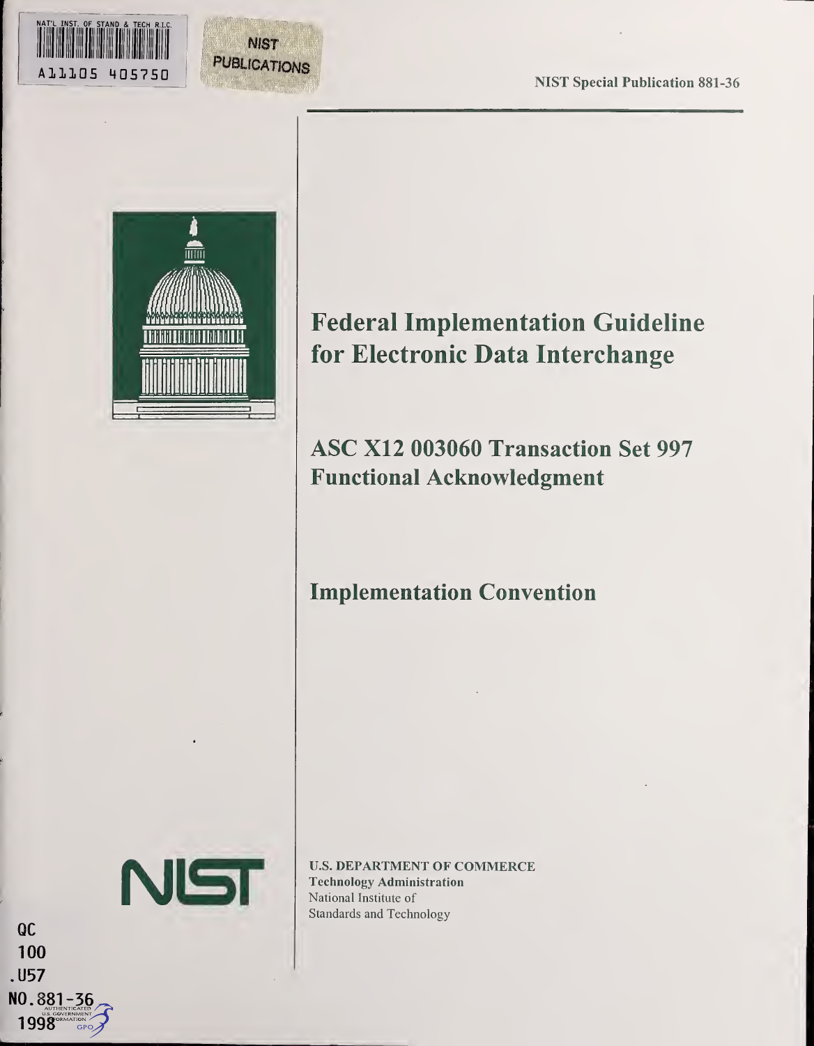NAT'L INST. OF STAND & TECH R.I.C.

A11105 405750

NIST PUBLICATIONS

NIST Special Publication 881-36

# Federal Implementation Guideline for Electronic Data Interchange

## ASC X12 003060 Transaction Set 997 Functional Acknowledgment

## Implementation Convention

NIST

U.S. DEPARTMENT OF COMMERCE
Technology Administration
National Institute of
Standards and Technology

QC
100
.U57
NO.881-36
1998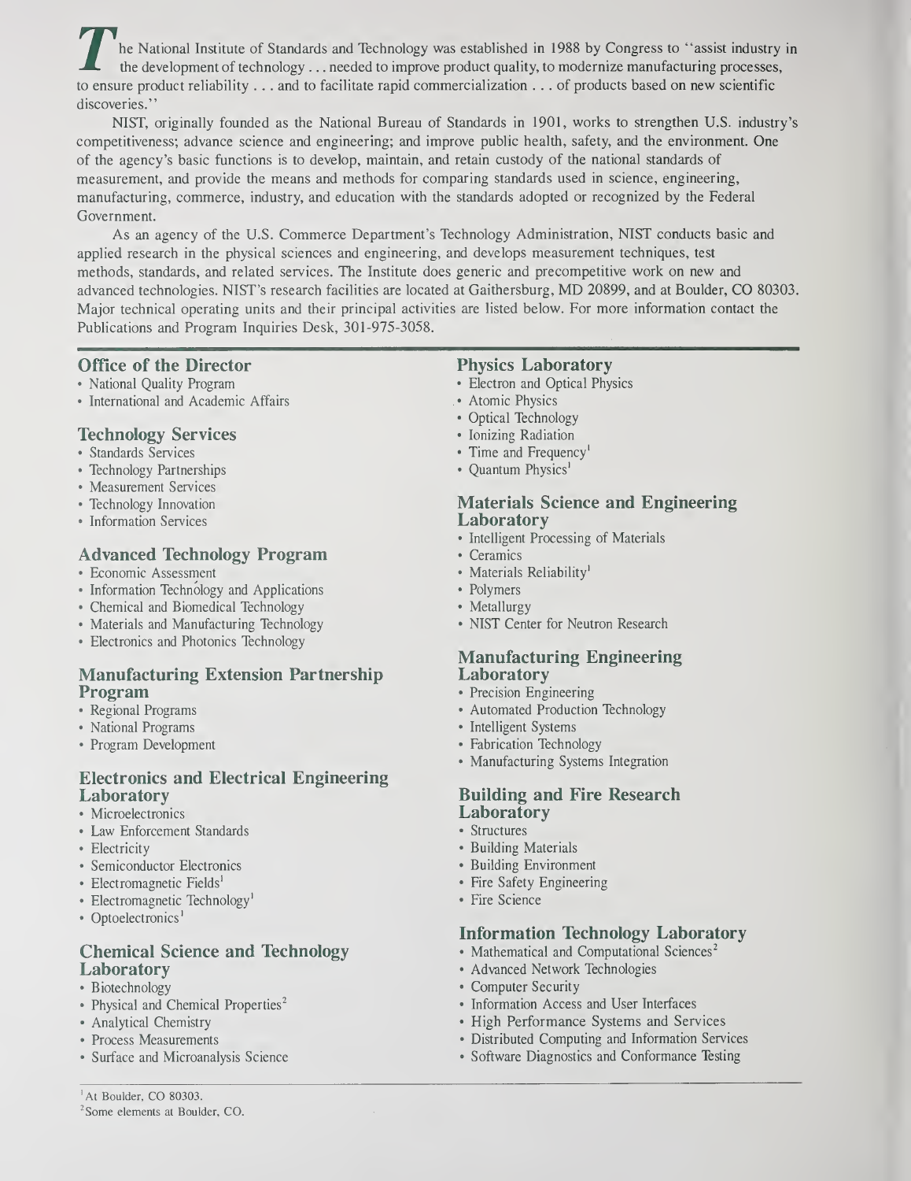The National Institute of Standards and Technology was established in 1988 by Congress to "assist industry in the development of technology . . . needed to improve product quality, to modernize manufacturing processes, to ensure product reliability . . . and to facilitate rapid commercialization . . . of products based on new scientific discoveries."

NIST, originally founded as the National Bureau of Standards in 1901, works to strengthen U.S. industry's competitiveness; advance science and engineering; and improve public health, safety, and the environment. One of the agency's basic functions is to develop, maintain, and retain custody of the national standards of measurement, and provide the means and methods for comparing standards used in science, engineering, manufacturing, commerce, industry, and education with the standards adopted or recognized by the Federal Government.

As an agency of the U.S. Commerce Department's Technology Administration, NIST conducts basic and applied research in the physical sciences and engineering, and develops measurement techniques, test methods, standards, and related services. The Institute does generic and precompetitive work on new and advanced technologies. NIST's research facilities are located at Gaithersburg, MD 20899, and at Boulder, CO 80303. Major technical operating units and their principal activities are listed below. For more information contact the Publications and Program Inquiries Desk, 301-975-3058.

### Office of the Director

- National Quality Program
- International and Academic Affairs

### Technology Services

- Standards Services
- Technology Partnerships
- Measurement Services
- Technology Innovation
- Information Services

### Advanced Technology Program

- Economic Assessment
- Information Technology and Applications
- Chemical and Biomedical Technology
- Materials and Manufacturing Technology
- Electronics and Photonics Technology

### Manufacturing Extension Partnership Program

- Regional Programs
- National Programs
- Program Development

### Electronics and Electrical Engineering Laboratory

- Microelectronics
- Law Enforcement Standards
- Electricity
- Semiconductor Electronics
- Electromagnetic Fields[1]
- Electromagnetic Technology[1]
- Optoelectronics[1]

### Chemical Science and Technology Laboratory

- Biotechnology
- Physical and Chemical Properties[2]
- Analytical Chemistry
- Process Measurements
- Surface and Microanalysis Science

### Physics Laboratory

- Electron and Optical Physics
- Atomic Physics
- Optical Technology
- Ionizing Radiation
- Time and Frequency[1]
- Quantum Physics[1]

### Materials Science and Engineering Laboratory

- Intelligent Processing of Materials
- Ceramics
- Materials Reliability[1]
- Polymers
- Metallurgy
- NIST Center for Neutron Research

### Manufacturing Engineering Laboratory

- Precision Engineering
- Automated Production Technology
- Intelligent Systems
- Fabrication Technology
- Manufacturing Systems Integration

### Building and Fire Research Laboratory

- Structures
- Building Materials
- Building Environment
- Fire Safety Engineering
- Fire Science

### Information Technology Laboratory

- Mathematical and Computational Sciences[2]
- Advanced Network Technologies
- Computer Security
- Information Access and User Interfaces
- High Performance Systems and Services
- Distributed Computing and Information Services
- Software Diagnostics and Conformance Testing

---

[1] At Boulder, CO 80303.
[2] Some elements at Boulder, CO.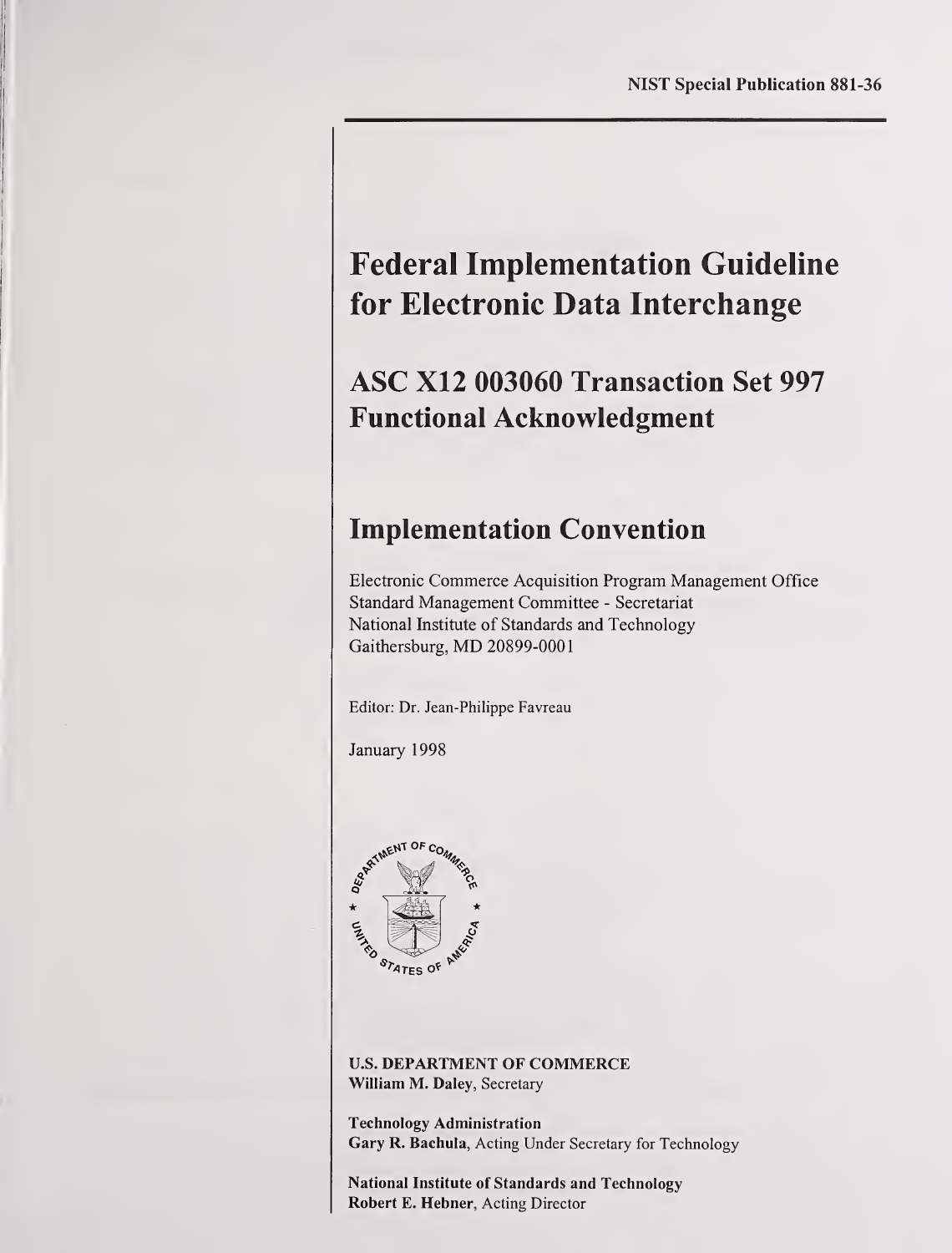NIST Special Publication 881-36

# Federal Implementation Guideline for Electronic Data Interchange

## ASC X12 003060 Transaction Set 997 Functional Acknowledgment

## Implementation Convention

Electronic Commerce Acquisition Program Management Office
Standard Management Committee - Secretariat
National Institute of Standards and Technology
Gaithersburg, MD 20899-0001

Editor: Dr. Jean-Philippe Favreau

January 1998

**U.S. DEPARTMENT OF COMMERCE**
**William M. Daley**, Secretary

**Technology Administration**
**Gary R. Bachula**, Acting Under Secretary for Technology

**National Institute of Standards and Technology**
**Robert E. Hebner**, Acting Director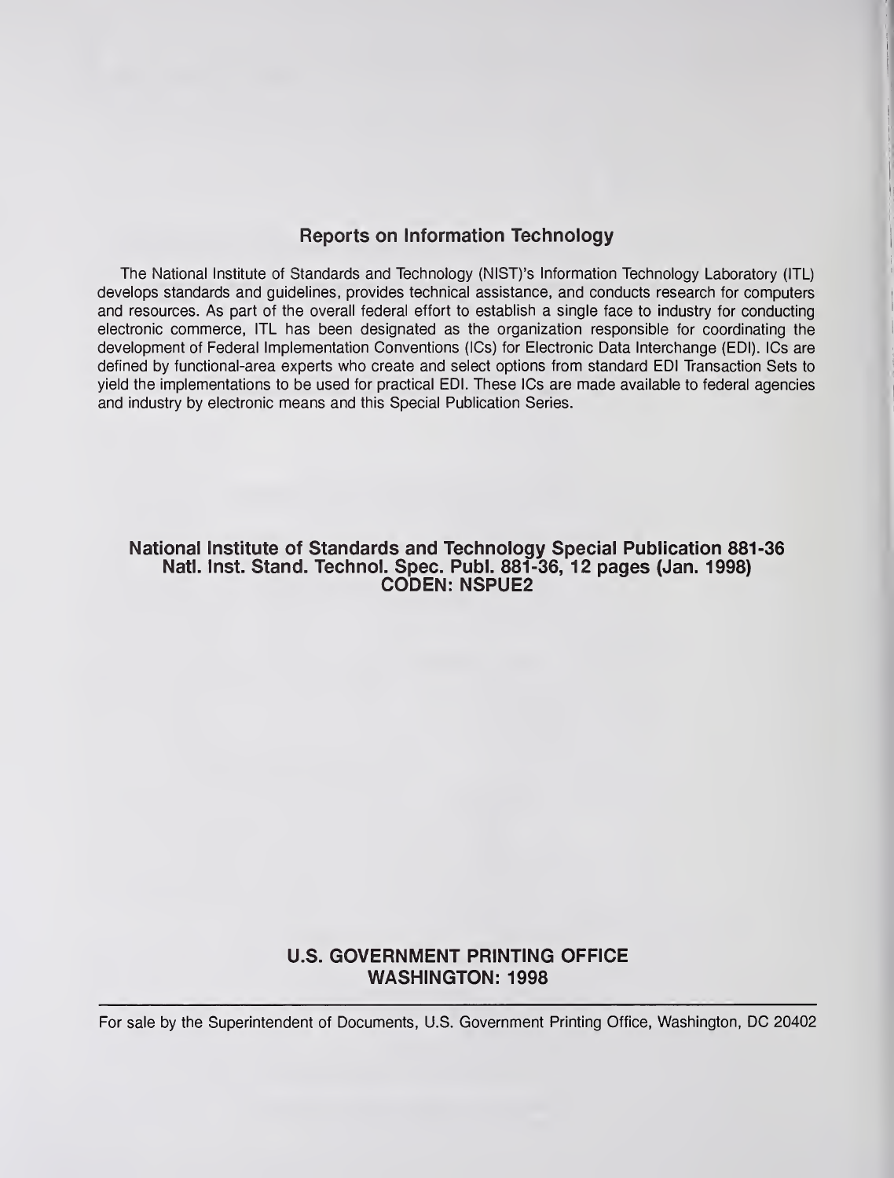## Reports on Information Technology

The National Institute of Standards and Technology (NIST)'s Information Technology Laboratory (ITL) develops standards and guidelines, provides technical assistance, and conducts research for computers and resources. As part of the overall federal effort to establish a single face to industry for conducting electronic commerce, ITL has been designated as the organization responsible for coordinating the development of Federal Implementation Conventions (ICs) for Electronic Data Interchange (EDI). ICs are defined by functional-area experts who create and select options from standard EDI Transaction Sets to yield the implementations to be used for practical EDI. These ICs are made available to federal agencies and industry by electronic means and this Special Publication Series.

**National Institute of Standards and Technology Special Publication 881-36**
**Natl. Inst. Stand. Technol. Spec. Publ. 881-36, 12 pages (Jan. 1998)**
**CODEN: NSPUE2**

**U.S. GOVERNMENT PRINTING OFFICE**
**WASHINGTON: 1998**

For sale by the Superintendent of Documents, U.S. Government Printing Office, Washington, DC 20402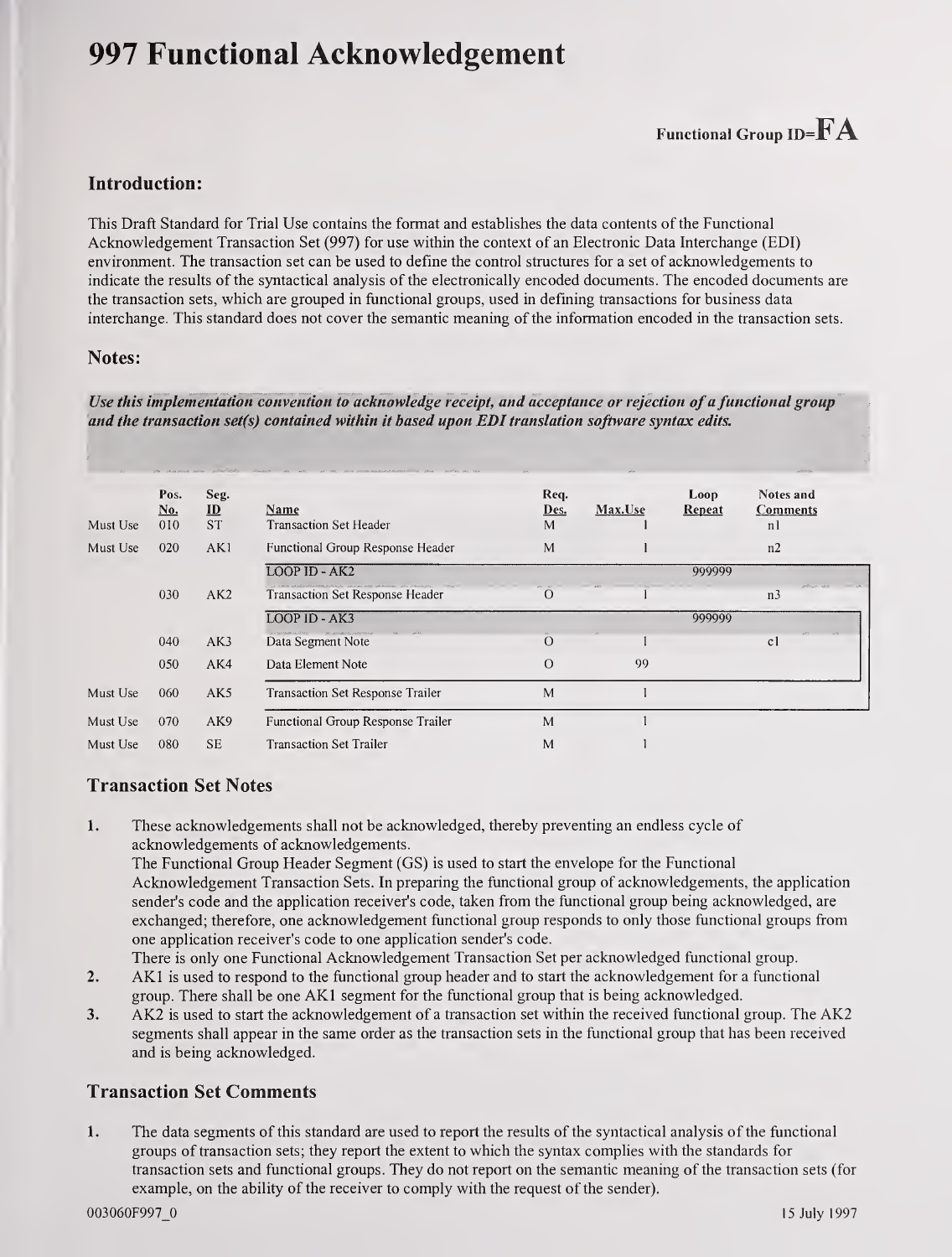# 997 Functional Acknowledgement

**Functional Group ID=FA**

## Introduction:

This Draft Standard for Trial Use contains the format and establishes the data contents of the Functional Acknowledgement Transaction Set (997) for use within the context of an Electronic Data Interchange (EDI) environment. The transaction set can be used to define the control structures for a set of acknowledgements to indicate the results of the syntactical analysis of the electronically encoded documents. The encoded documents are the transaction sets, which are grouped in functional groups, used in defining transactions for business data interchange. This standard does not cover the semantic meaning of the information encoded in the transaction sets.

## Notes:

***Use this implementation convention to acknowledge receipt, and acceptance or rejection of a functional group and the transaction set(s) contained within it based upon EDI translation software syntax edits.***

| | Pos. No. | Seg. ID | Name | Req. Des. | Max.Use | Loop Repeat | Notes and Comments |
|---|---|---|---|---|---|---|---|
| Must Use | 010 | ST | Transaction Set Header | M | 1 | | n1 |
| Must Use | 020 | AK1 | Functional Group Response Header | M | 1 | | n2 |
| | | | LOOP ID - AK2 | | | 999999 | |
| | 030 | AK2 | Transaction Set Response Header | O | 1 | | n3 |
| | | | LOOP ID - AK3 | | | 999999 | |
| | 040 | AK3 | Data Segment Note | O | 1 | | c1 |
| | 050 | AK4 | Data Element Note | O | 99 | | |
| Must Use | 060 | AK5 | Transaction Set Response Trailer | M | 1 | | |
| Must Use | 070 | AK9 | Functional Group Response Trailer | M | 1 | | |
| Must Use | 080 | SE | Transaction Set Trailer | M | 1 | | |

## Transaction Set Notes

1. These acknowledgements shall not be acknowledged, thereby preventing an endless cycle of acknowledgements of acknowledgements.
   The Functional Group Header Segment (GS) is used to start the envelope for the Functional Acknowledgement Transaction Sets. In preparing the functional group of acknowledgements, the application sender's code and the application receiver's code, taken from the functional group being acknowledged, are exchanged; therefore, one acknowledgement functional group responds to only those functional groups from one application receiver's code to one application sender's code.
   There is only one Functional Acknowledgement Transaction Set per acknowledged functional group.
2. AK1 is used to respond to the functional group header and to start the acknowledgement for a functional group. There shall be one AK1 segment for the functional group that is being acknowledged.
3. AK2 is used to start the acknowledgement of a transaction set within the received functional group. The AK2 segments shall appear in the same order as the transaction sets in the functional group that has been received and is being acknowledged.

## Transaction Set Comments

1. The data segments of this standard are used to report the results of the syntactical analysis of the functional groups of transaction sets; they report the extent to which the syntax complies with the standards for transaction sets and functional groups. They do not report on the semantic meaning of the transaction sets (for example, on the ability of the receiver to comply with the request of the sender).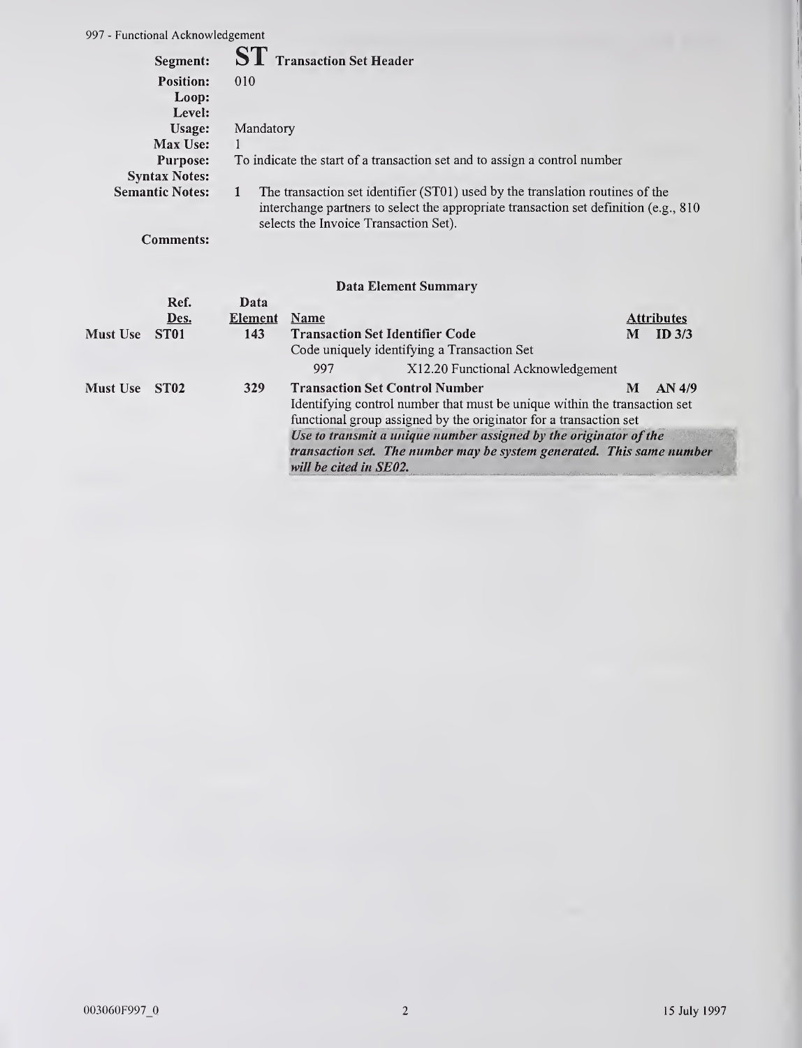## ST Transaction Set Header

**Segment:** ST Transaction Set Header
**Position:** 010
**Loop:**
**Level:**
**Usage:** Mandatory
**Max Use:** 1
**Purpose:** To indicate the start of a transaction set and to assign a control number
**Syntax Notes:**
**Semantic Notes:**
1. The transaction set identifier (ST01) used by the translation routines of the interchange partners to select the appropriate transaction set definition (e.g., 810 selects the Invoice Transaction Set).

**Comments:**

### Data Element Summary

| | Ref. Des. | Data Element | Name | | Attributes |
|---|---|---|---|---|---|
| Must Use | **ST01** | **143** | **Transaction Set Identifier Code**<br>Code uniquely identifying a Transaction Set<br>997 X12.20 Functional Acknowledgement | **M** | **ID 3/3** |
| Must Use | **ST02** | **329** | **Transaction Set Control Number**<br>Identifying control number that must be unique within the transaction set functional group assigned by the originator for a transaction set<br>***Use to transmit a unique number assigned by the originator of the transaction set. The number may be system generated. This same number will be cited in SE02.*** | **M** | **AN 4/9** |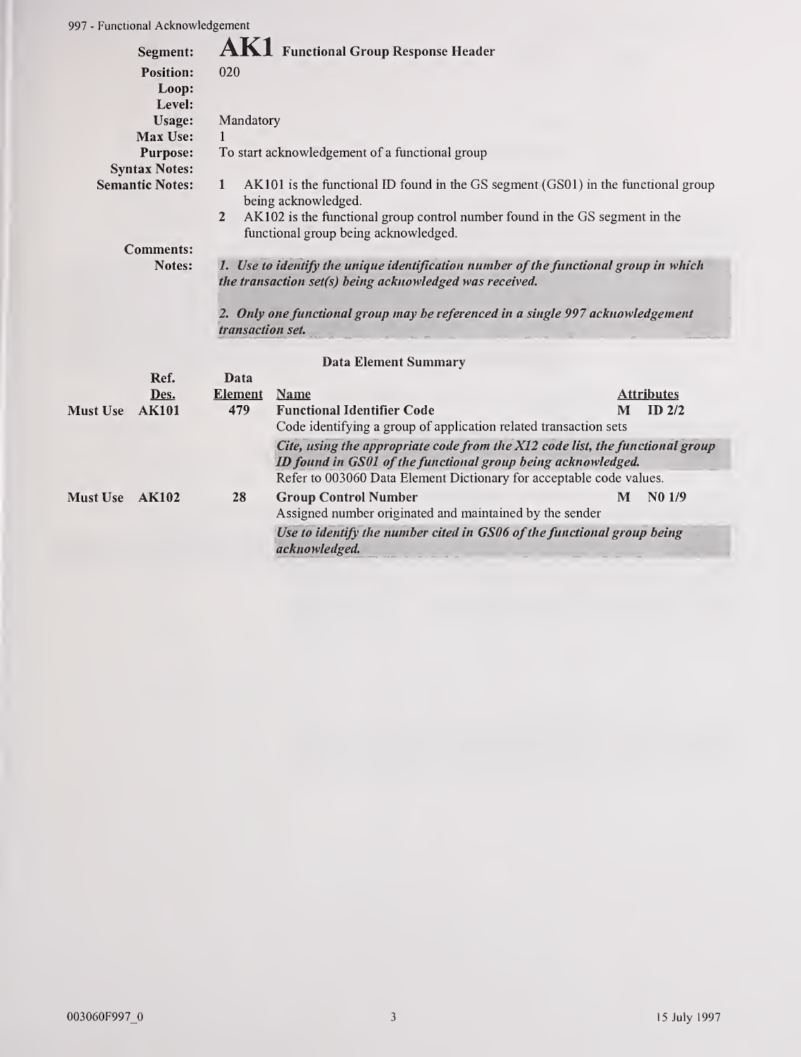## AK1 Functional Group Response Header

**Segment:** AK1 Functional Group Response Header
**Position:** 020
**Loop:**
**Level:**
**Usage:** Mandatory
**Max Use:** 1
**Purpose:** To start acknowledgement of a functional group
**Syntax Notes:**
**Semantic Notes:**

1. AK101 is the functional ID found in the GS segment (GS01) in the functional group being acknowledged.
2. AK102 is the functional group control number found in the GS segment in the functional group being acknowledged.

**Comments:**
**Notes:**

*1. Use to identify the unique identification number of the functional group in which the transaction set(s) being acknowledged was received.*

*2. Only one functional group may be referenced in a single 997 acknowledgement transaction set.*

### Data Element Summary

| | Ref. Des. | Data Element | Name | Attributes |
|---|---|---|---|---|
| Must Use | AK101 | 479 | **Functional Identifier Code**<br>Code identifying a group of application related transaction sets<br>*Cite, using the appropriate code from the X12 code list, the functional group ID found in GS01 of the functional group being acknowledged.*<br>Refer to 003060 Data Element Dictionary for acceptable code values. | M ID 2/2 |
| Must Use | AK102 | 28 | **Group Control Number**<br>Assigned number originated and maintained by the sender<br>*Use to identify the number cited in GS06 of the functional group being acknowledged.* | M N0 1/9 |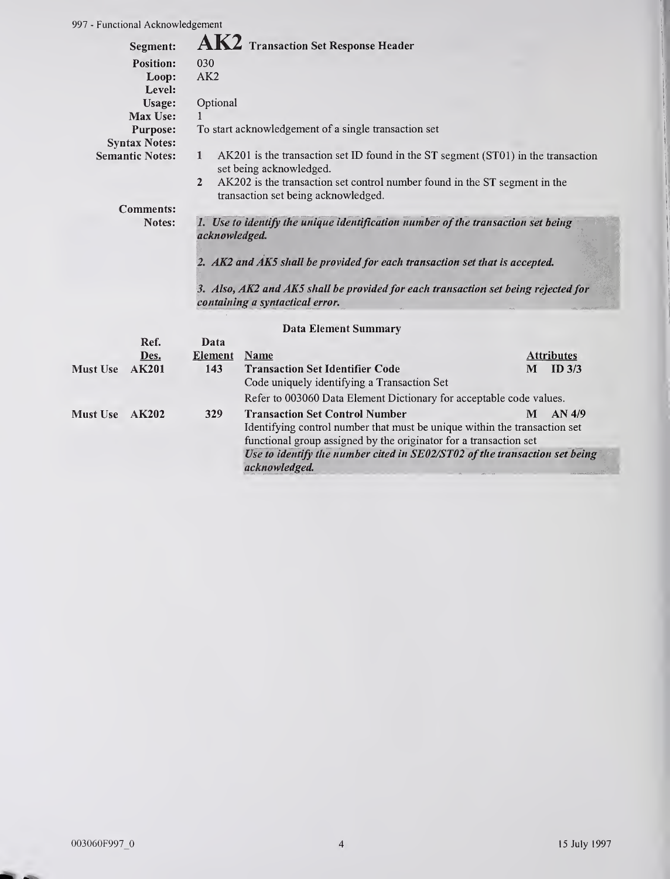**Segment:** **AK2** Transaction Set Response Header

**Position:** 030

**Loop:** AK2

**Level:**

**Usage:** Optional

**Max Use:** 1

**Purpose:** To start acknowledgement of a single transaction set

**Syntax Notes:**

**Semantic Notes:**

1. AK201 is the transaction set ID found in the ST segment (ST01) in the transaction set being acknowledged.
2. AK202 is the transaction set control number found in the ST segment in the transaction set being acknowledged.

**Comments:**

**Notes:**

*1. Use to identify the unique identification number of the transaction set being acknowledged.*

*2. AK2 and AK5 shall be provided for each transaction set that is accepted.*

*3. Also, AK2 and AK5 shall be provided for each transaction set being rejected for containing a syntactical error.*

### Data Element Summary

| | Ref. Des. | Data Element | Name | Attributes |
|---|---|---|---|---|
| **Must Use** | **AK201** | **143** | **Transaction Set Identifier Code**<br>Code uniquely identifying a Transaction Set<br>Refer to 003060 Data Element Dictionary for acceptable code values. | **M ID 3/3** |
| **Must Use** | **AK202** | **329** | **Transaction Set Control Number**<br>Identifying control number that must be unique within the transaction set functional group assigned by the originator for a transaction set<br>*Use to identify the number cited in SE02/ST02 of the transaction set being acknowledged.* | **M AN 4/9** |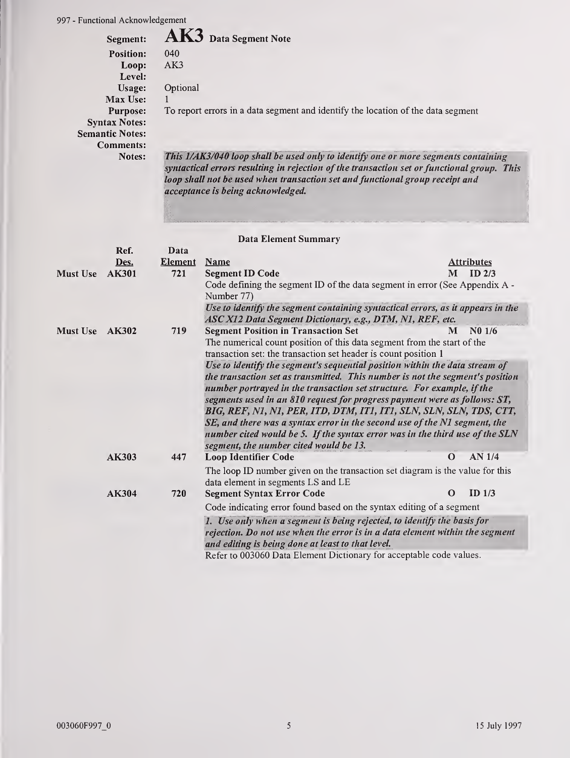## AK3 Data Segment Note

**Segment:** AK3 Data Segment Note
**Position:** 040
**Loop:** AK3
**Level:**
**Usage:** Optional
**Max Use:** 1
**Purpose:** To report errors in a data segment and identify the location of the data segment
**Syntax Notes:**
**Semantic Notes:**
**Comments:**
**Notes:** *This 1/AK3/040 loop shall be used only to identify one or more segments containing syntactical errors resulting in rejection of the transaction set or functional group. This loop shall not be used when transaction set and functional group receipt and acceptance is being acknowledged.*

### Data Element Summary

| | Ref. Des. | Data Element | Name | Attributes |
|---|---|---|---|---|
| Must Use | **AK301** | **721** | **Segment ID Code**<br>Code defining the segment ID of the data segment in error (See Appendix A - Number 77)<br>*Use to identify the segment containing syntactical errors, as it appears in the ASC X12 Data Segment Dictionary, e.g., DTM, N1, REF, etc.* | **M ID 2/3** |
| Must Use | **AK302** | **719** | **Segment Position in Transaction Set**<br>The numerical count position of this data segment from the start of the transaction set: the transaction set header is count position 1<br>*Use to identify the segment's sequential position within the data stream of the transaction set as transmitted. This number is not the segment's position number portrayed in the transaction set structure. For example, if the segments used in an 810 request for progress payment were as follows: ST, BIG, REF, N1, N1, PER, ITD, DTM, IT1, IT1, SLN, SLN, SLN, TDS, CTT, SE, and there was a syntax error in the second use of the N1 segment, the number cited would be 5. If the syntax error was in the third use of the SLN segment, the number cited would be 13.* | **M N0 1/6** |
| | **AK303** | **447** | **Loop Identifier Code**<br>The loop ID number given on the transaction set diagram is the value for this data element in segments LS and LE | **O AN 1/4** |
| | **AK304** | **720** | **Segment Syntax Error Code**<br>Code indicating error found based on the syntax editing of a segment<br>*1. Use only when a segment is being rejected, to identify the basis for rejection. Do not use when the error is in a data element within the segment and editing is being done at least to that level.*<br>Refer to 003060 Data Element Dictionary for acceptable code values. | **O ID 1/3** |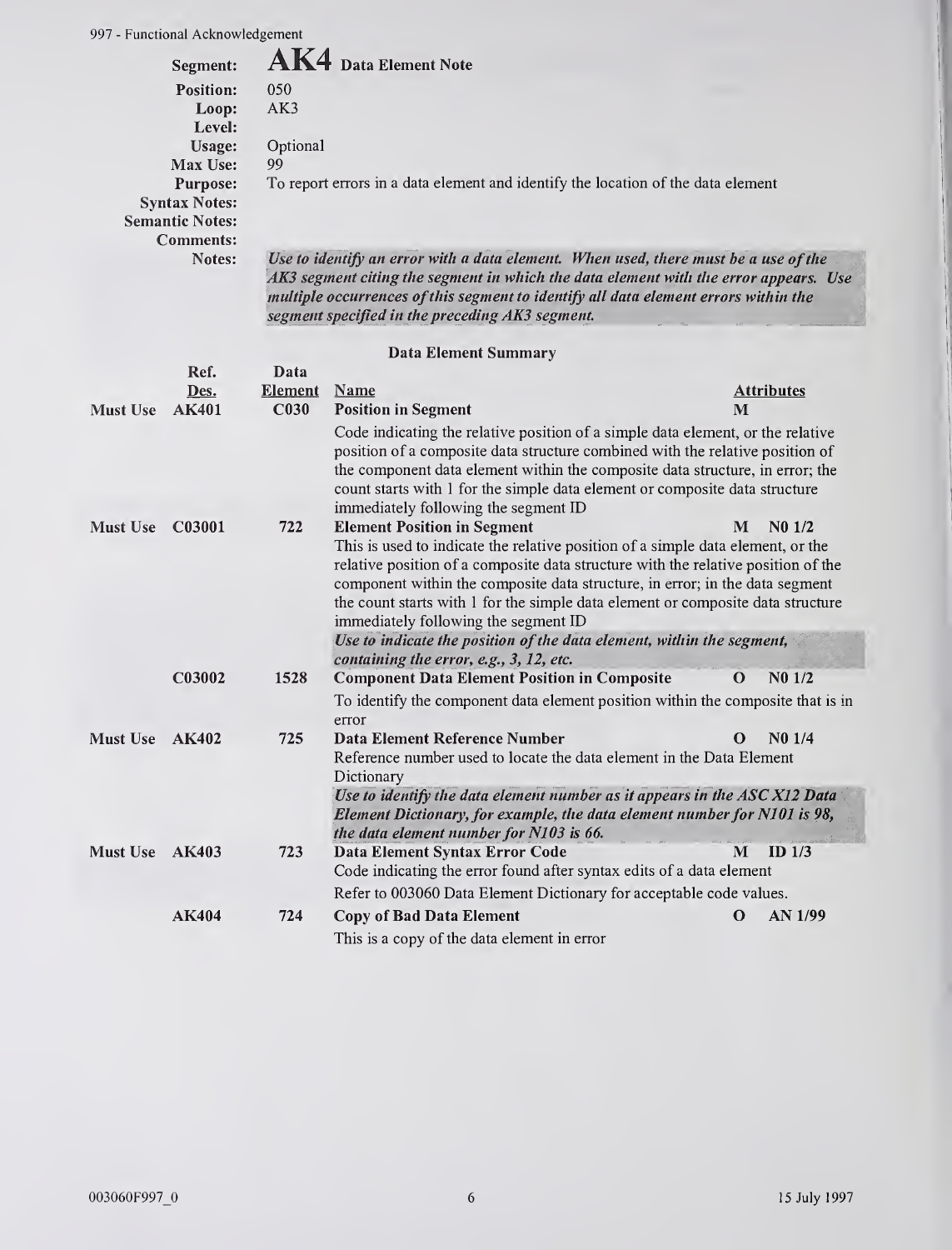**Segment:** **AK4** Data Element Note
**Position:** 050
**Loop:** AK3
**Level:**
**Usage:** Optional
**Max Use:** 99
**Purpose:** To report errors in a data element and identify the location of the data element
**Syntax Notes:**
**Semantic Notes:**
**Comments:**
**Notes:** *Use to identify an error with a data element. When used, there must be a use of the AK3 segment citing the segment in which the data element with the error appears. Use multiple occurrences of this segment to identify all data element errors within the segment specified in the preceding AK3 segment.*

### Data Element Summary

| | Ref. Des. | Data Element | Name | Attributes |
|---|---|---|---|---|
| Must Use | **AK401** | **C030** | **Position in Segment**<br>Code indicating the relative position of a simple data element, or the relative position of a composite data structure combined with the relative position of the component data element within the composite data structure, in error; the count starts with 1 for the simple data element or composite data structure immediately following the segment ID | **M** |
| Must Use | **C03001** | **722** | **Element Position in Segment**<br>This is used to indicate the relative position of a simple data element, or the relative position of a composite data structure with the relative position of the component within the composite data structure, in error; in the data segment the count starts with 1 for the simple data element or composite data structure immediately following the segment ID<br>*Use to indicate the position of the data element, within the segment, containing the error, e.g., 3, 12, etc.* | **M N0 1/2** |
| | **C03002** | **1528** | **Component Data Element Position in Composite**<br>To identify the component data element position within the composite that is in error | **O N0 1/2** |
| Must Use | **AK402** | **725** | **Data Element Reference Number**<br>Reference number used to locate the data element in the Data Element Dictionary<br>*Use to identify the data element number as it appears in the ASC X12 Data Element Dictionary, for example, the data element number for N101 is 98, the data element number for N103 is 66.* | **O N0 1/4** |
| Must Use | **AK403** | **723** | **Data Element Syntax Error Code**<br>Code indicating the error found after syntax edits of a data element<br>Refer to 003060 Data Element Dictionary for acceptable code values. | **M ID 1/3** |
| | **AK404** | **724** | **Copy of Bad Data Element**<br>This is a copy of the data element in error | **O AN 1/99** |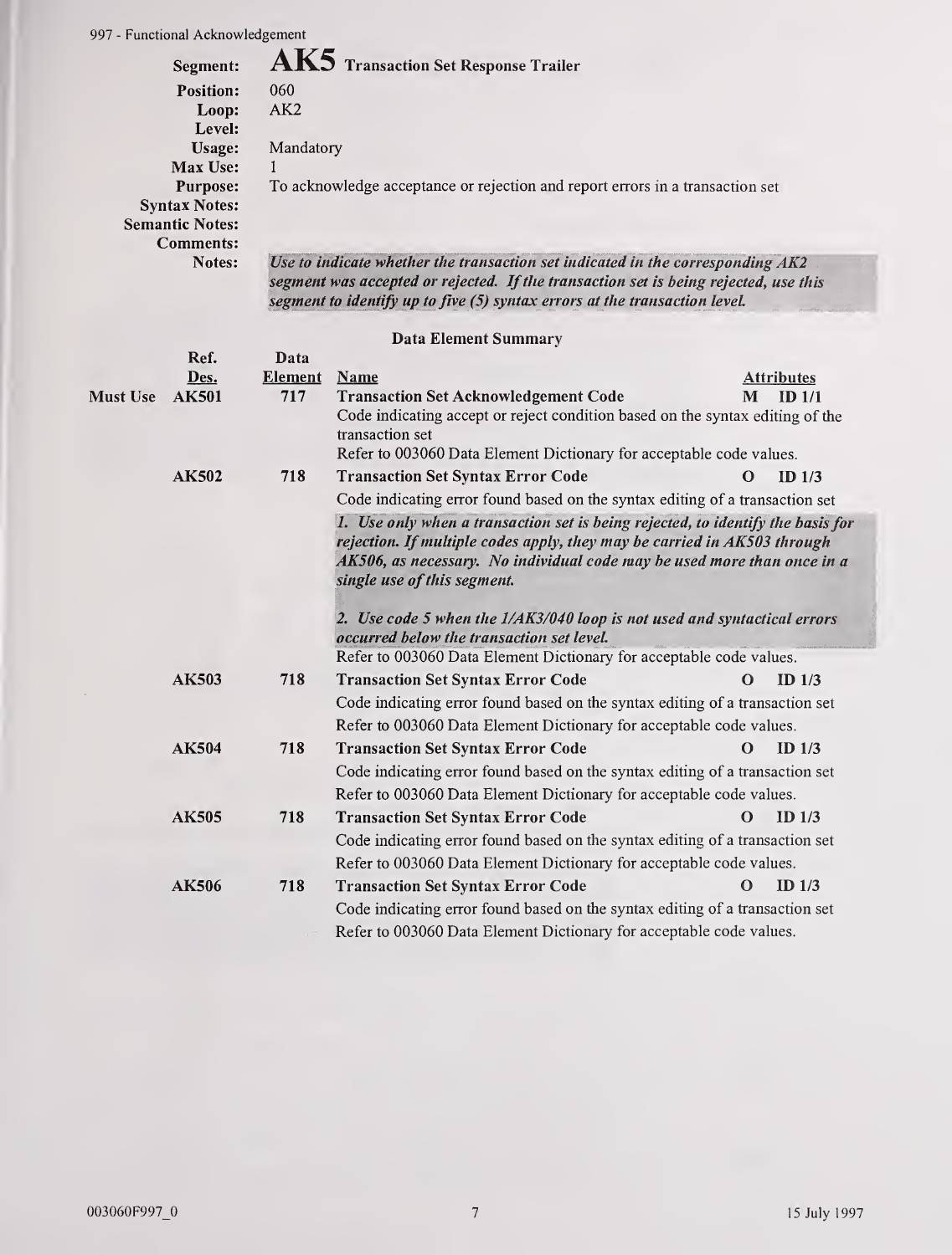# AK5 Transaction Set Response Trailer

**Segment:** AK5 Transaction Set Response Trailer
**Position:** 060
**Loop:** AK2
**Level:**
**Usage:** Mandatory
**Max Use:** 1
**Purpose:** To acknowledge acceptance or rejection and report errors in a transaction set
**Syntax Notes:**
**Semantic Notes:**
**Comments:**
**Notes:** *Use to indicate whether the transaction set indicated in the corresponding AK2 segment was accepted or rejected. If the transaction set is being rejected, use this segment to identify up to five (5) syntax errors at the transaction level.*

## Data Element Summary

| | Ref. Des. | Data Element | Name | Attributes |
|---|---|---|---|---|
| Must Use | AK501 | 717 | **Transaction Set Acknowledgement Code**<br>Code indicating accept or reject condition based on the syntax editing of the transaction set<br>Refer to 003060 Data Element Dictionary for acceptable code values. | M ID 1/1 |
| | AK502 | 718 | **Transaction Set Syntax Error Code**<br>Code indicating error found based on the syntax editing of a transaction set<br>*1. Use only when a transaction set is being rejected, to identify the basis for rejection. If multiple codes apply, they may be carried in AK503 through AK506, as necessary. No individual code may be used more than once in a single use of this segment.*<br>*2. Use code 5 when the 1/AK3/040 loop is not used and syntactical errors occurred below the transaction set level.*<br>Refer to 003060 Data Element Dictionary for acceptable code values. | O ID 1/3 |
| | AK503 | 718 | **Transaction Set Syntax Error Code**<br>Code indicating error found based on the syntax editing of a transaction set<br>Refer to 003060 Data Element Dictionary for acceptable code values. | O ID 1/3 |
| | AK504 | 718 | **Transaction Set Syntax Error Code**<br>Code indicating error found based on the syntax editing of a transaction set<br>Refer to 003060 Data Element Dictionary for acceptable code values. | O ID 1/3 |
| | AK505 | 718 | **Transaction Set Syntax Error Code**<br>Code indicating error found based on the syntax editing of a transaction set<br>Refer to 003060 Data Element Dictionary for acceptable code values. | O ID 1/3 |
| | AK506 | 718 | **Transaction Set Syntax Error Code**<br>Code indicating error found based on the syntax editing of a transaction set<br>Refer to 003060 Data Element Dictionary for acceptable code values. | O ID 1/3 |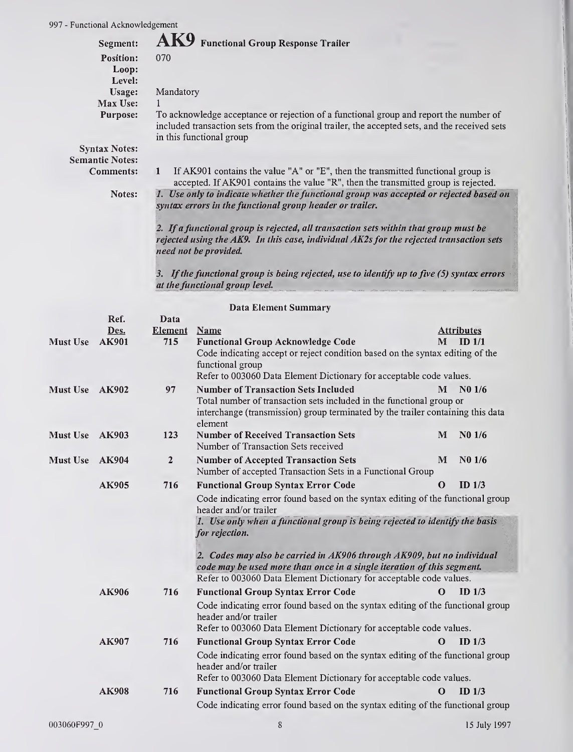## AK9 Functional Group Response Trailer

**Segment:** AK9 Functional Group Response Trailer
**Position:** 070
**Loop:**
**Level:**
**Usage:** Mandatory
**Max Use:** 1
**Purpose:** To acknowledge acceptance or rejection of a functional group and report the number of included transaction sets from the original trailer, the accepted sets, and the received sets in this functional group

**Syntax Notes:**
**Semantic Notes:**
**Comments:**

1 If AK901 contains the value "A" or "E", then the transmitted functional group is accepted. If AK901 contains the value "R", then the transmitted group is rejected.

**Notes:**

*1. Use only to indicate whether the functional group was accepted or rejected based on syntax errors in the functional group header or trailer.*

*2. If a functional group is rejected, all transaction sets within that group must be rejected using the AK9. In this case, individual AK2s for the rejected transaction sets need not be provided.*

*3. If the functional group is being rejected, use to identify up to five (5) syntax errors at the functional group level.*

### Data Element Summary

| | Ref. Des. | Data Element | Name | Attributes |
|---|---|---|---|---|
| Must Use | AK901 | 715 | **Functional Group Acknowledge Code**<br>Code indicating accept or reject condition based on the syntax editing of the functional group<br>Refer to 003060 Data Element Dictionary for acceptable code values. | M ID 1/1 |
| Must Use | AK902 | 97 | **Number of Transaction Sets Included**<br>Total number of transaction sets included in the functional group or interchange (transmission) group terminated by the trailer containing this data element | M N0 1/6 |
| Must Use | AK903 | 123 | **Number of Received Transaction Sets**<br>Number of Transaction Sets received | M N0 1/6 |
| Must Use | AK904 | 2 | **Number of Accepted Transaction Sets**<br>Number of accepted Transaction Sets in a Functional Group | M N0 1/6 |
| | AK905 | 716 | **Functional Group Syntax Error Code**<br>Code indicating error found based on the syntax editing of the functional group header and/or trailer<br>*1. Use only when a functional group is being rejected to identify the basis for rejection.*<br>*2. Codes may also be carried in AK906 through AK909, but no individual code may be used more than once in a single iteration of this segment.*<br>Refer to 003060 Data Element Dictionary for acceptable code values. | O ID 1/3 |
| | AK906 | 716 | **Functional Group Syntax Error Code**<br>Code indicating error found based on the syntax editing of the functional group header and/or trailer<br>Refer to 003060 Data Element Dictionary for acceptable code values. | O ID 1/3 |
| | AK907 | 716 | **Functional Group Syntax Error Code**<br>Code indicating error found based on the syntax editing of the functional group header and/or trailer<br>Refer to 003060 Data Element Dictionary for acceptable code values. | O ID 1/3 |
| | AK908 | 716 | **Functional Group Syntax Error Code**<br>Code indicating error found based on the syntax editing of the functional group | O ID 1/3 |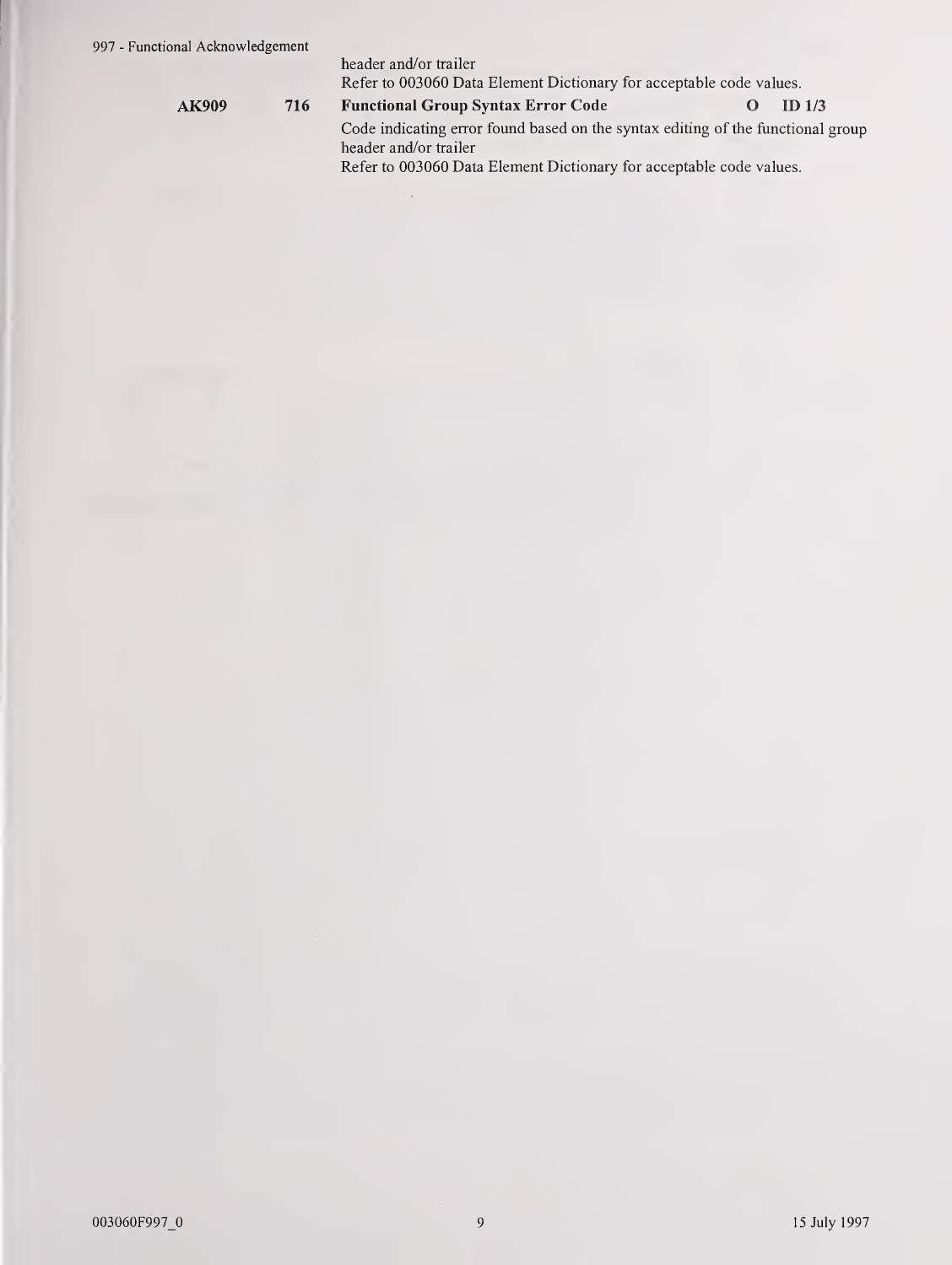header and/or trailer
Refer to 003060 Data Element Dictionary for acceptable code values.

| | | | | |
|---|---|---|---|---|
| **AK909** | **716** | **Functional Group Syntax Error Code** | **O** | **ID 1/3** |

Code indicating error found based on the syntax editing of the functional group header and/or trailer
Refer to 003060 Data Element Dictionary for acceptable code values.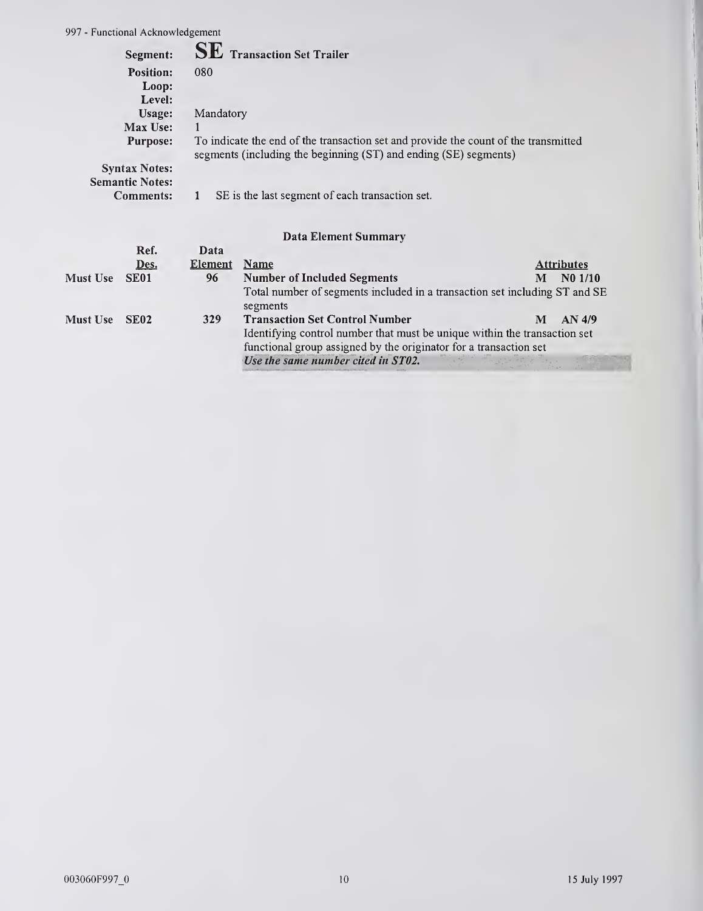**Segment:** **SE** Transaction Set Trailer

**Position:** 080

**Loop:**

**Level:**

**Usage:** Mandatory

**Max Use:** 1

**Purpose:** To indicate the end of the transaction set and provide the count of the transmitted segments (including the beginning (ST) and ending (SE) segments)

**Syntax Notes:**

**Semantic Notes:**

**Comments:** 1 SE is the last segment of each transaction set.

### Data Element Summary

| | Ref. Des. | Data Element | Name | | Attributes |
|---|---|---|---|---|---|
| Must Use | SE01 | 96 | **Number of Included Segments**<br>Total number of segments included in a transaction set including ST and SE segments | M | N0 1/10 |
| Must Use | SE02 | 329 | **Transaction Set Control Number**<br>Identifying control number that must be unique within the transaction set functional group assigned by the originator for a transaction set<br>***Use the same number cited in ST02.*** | M | AN 4/9 |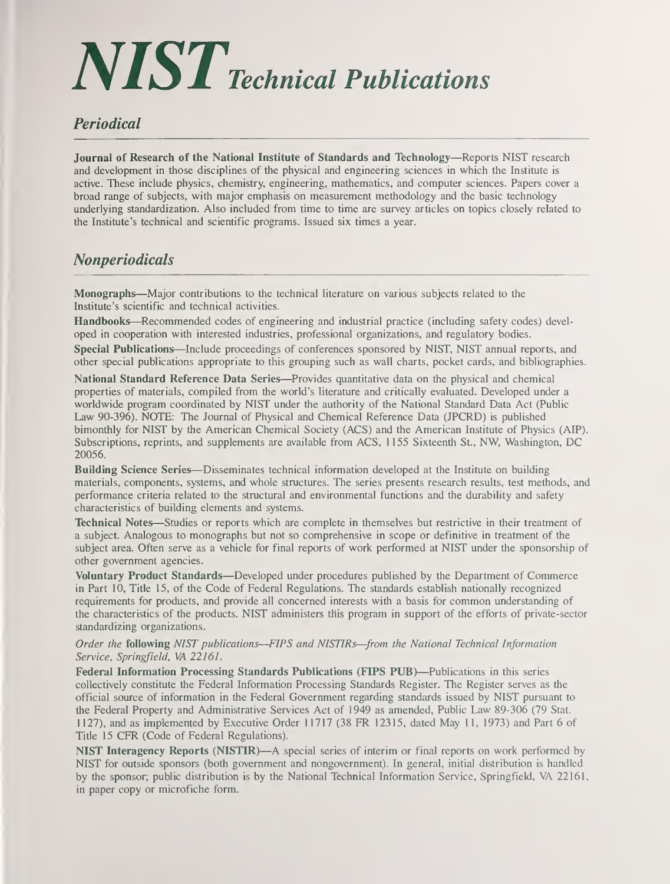# *NIST Technical Publications*

## *Periodical*

**Journal of Research of the National Institute of Standards and Technology**—Reports NIST research and development in those disciplines of the physical and engineering sciences in which the Institute is active. These include physics, chemistry, engineering, mathematics, and computer sciences. Papers cover a broad range of subjects, with major emphasis on measurement methodology and the basic technology underlying standardization. Also included from time to time are survey articles on topics closely related to the Institute's technical and scientific programs. Issued six times a year.

## *Nonperiodicals*

**Monographs**—Major contributions to the technical literature on various subjects related to the Institute's scientific and technical activities.

**Handbooks**—Recommended codes of engineering and industrial practice (including safety codes) developed in cooperation with interested industries, professional organizations, and regulatory bodies.

**Special Publications**—Include proceedings of conferences sponsored by NIST, NIST annual reports, and other special publications appropriate to this grouping such as wall charts, pocket cards, and bibliographies.

**National Standard Reference Data Series**—Provides quantitative data on the physical and chemical properties of materials, compiled from the world's literature and critically evaluated. Developed under a worldwide program coordinated by NIST under the authority of the National Standard Data Act (Public Law 90-396). NOTE: The Journal of Physical and Chemical Reference Data (JPCRD) is published bimonthly for NIST by the American Chemical Society (ACS) and the American Institute of Physics (AIP). Subscriptions, reprints, and supplements are available from ACS, 1155 Sixteenth St., NW, Washington, DC 20056.

**Building Science Series**—Disseminates technical information developed at the Institute on building materials, components, systems, and whole structures. The series presents research results, test methods, and performance criteria related to the structural and environmental functions and the durability and safety characteristics of building elements and systems.

**Technical Notes**—Studies or reports which are complete in themselves but restrictive in their treatment of a subject. Analogous to monographs but not so comprehensive in scope or definitive in treatment of the subject area. Often serve as a vehicle for final reports of work performed at NIST under the sponsorship of other government agencies.

**Voluntary Product Standards**—Developed under procedures published by the Department of Commerce in Part 10, Title 15, of the Code of Federal Regulations. The standards establish nationally recognized requirements for products, and provide all concerned interests with a basis for common understanding of the characteristics of the products. NIST administers this program in support of the efforts of private-sector standardizing organizations.

*Order the* **following** *NIST publications—FIPS and NISTIRs—from the National Technical Information Service, Springfield, VA 22161.*

**Federal Information Processing Standards Publications (FIPS PUB)**—Publications in this series collectively constitute the Federal Information Processing Standards Register. The Register serves as the official source of information in the Federal Government regarding standards issued by NIST pursuant to the Federal Property and Administrative Services Act of 1949 as amended, Public Law 89-306 (79 Stat. 1127), and as implemented by Executive Order 11717 (38 FR 12315, dated May 11, 1973) and Part 6 of Title 15 CFR (Code of Federal Regulations).

**NIST Interagency Reports (NISTIR)**—A special series of interim or final reports on work performed by NIST for outside sponsors (both government and nongovernment). In general, initial distribution is handled by the sponsor; public distribution is by the National Technical Information Service, Springfield, VA 22161, in paper copy or microfiche form.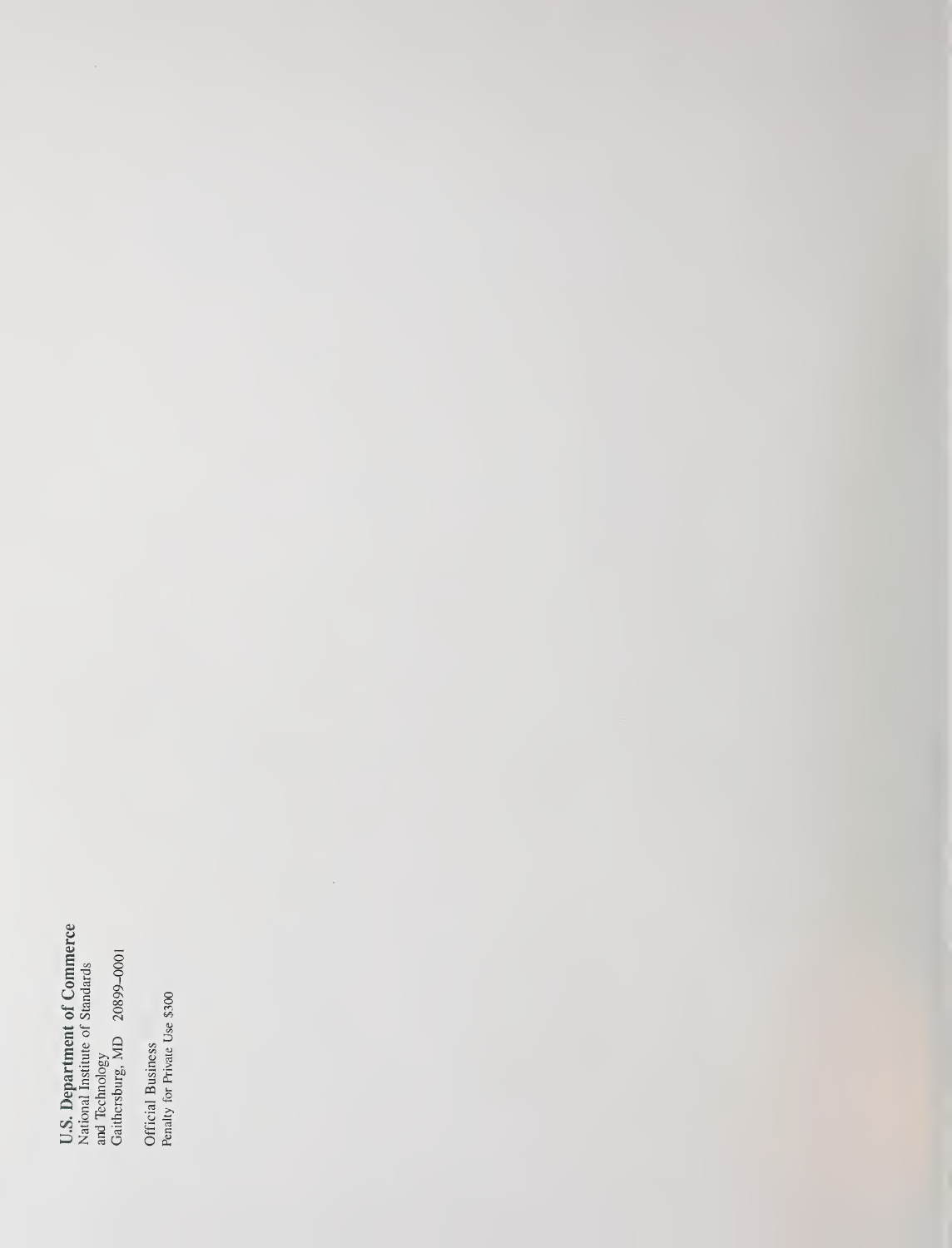**U.S. Department of Commerce**
National Institute of Standards
and Technology
Gaithersburg, MD 20899–0001

Official Business
Penalty for Private Use $300